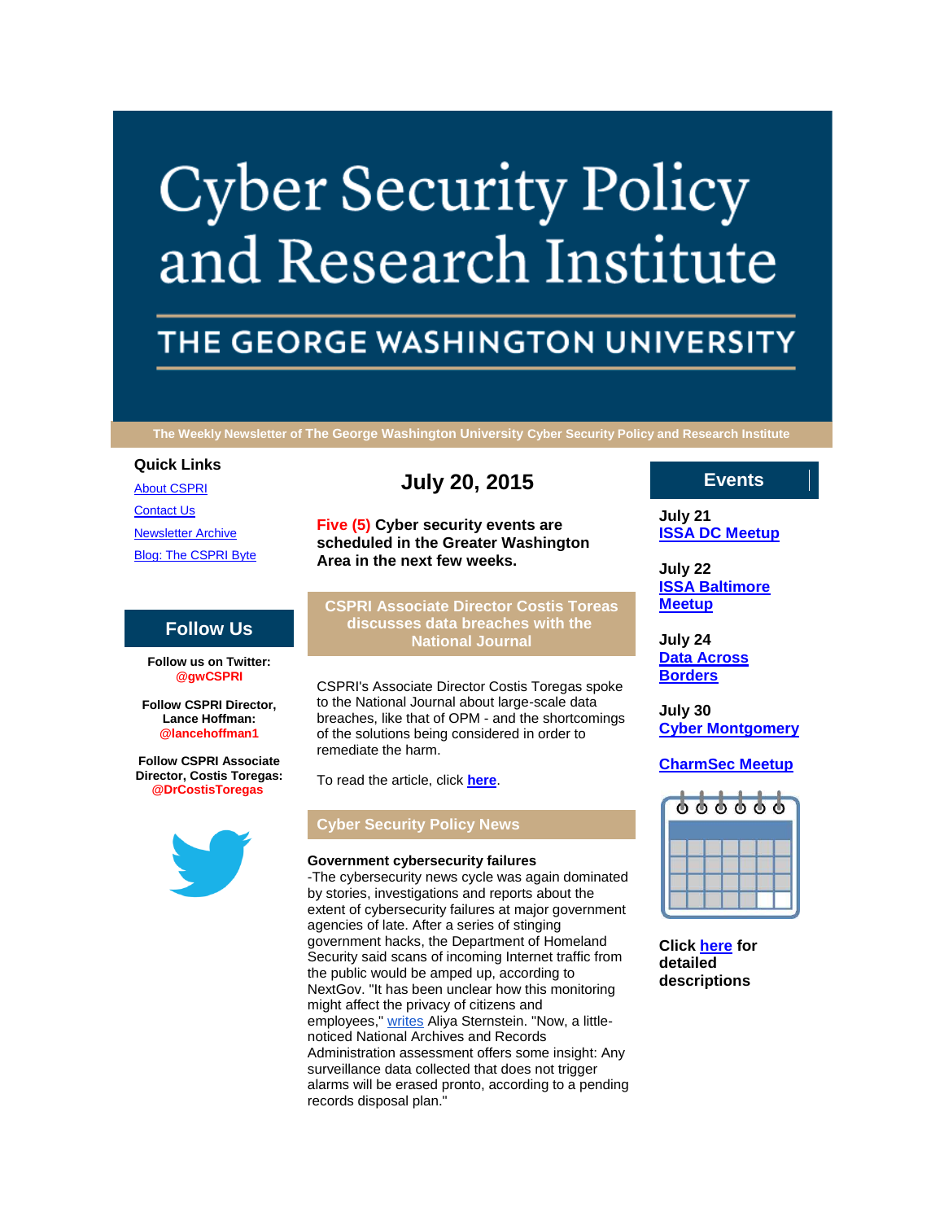# Cyber Security Policy and Research Institute

## THE GEORGE WASHINGTON UNIVERSITY

**The Weekly Newsletter of The George Washington University Cyber Security Policy and Research Institute**

### Quick Links

About CSPRI

Contact Us

Newsletter Archive

Blog: The CSPRI Byte

## Follow Us

**Follow us on Twitter: @gwCSPRI**

**Follow CSPRI Director, Lance Hoffman: @lancehoffman1**

**Follow CSPRI Associate Director, Costis Toregas: @DrCostisToregas**

## July 20, 2015

**Five (5) Cyber security events are scheduled in the Greater Washington Area in the next few weeks.**

## CSPRI Associate Director Costis Toreas discusses data breaches with the National Journal

CSPRI's Associate Director Costis Toregas spoke to the National Journal about large-scale data breaches, like that of OPM - and the shortcomings of the solutions being considered in order to remediate the harm.

To read the article, click **here**.

## Cyber Security Policy News

**Government cybersecurity failures**

-The cybersecurity news cycle was again dominated by stories, investigations and reports about the extent of cybersecurity failures at major government agencies of late. After a series of stinging government hacks, the Department of Homeland Security said scans of incoming Internet traffic from the public would be amped up, according to NextGov. "It has been unclear how this monitoring might affect the privacy of citizens and employees," writes Aliya Sternstein. "Now, a little-noticed National Archives and Records Administration assessment offers some insight: Any surveillance data collected that does not trigger alarms will be erased pronto, according to a pending records disposal plan."

## Events

**July 21**
**ISSA DC Meetup**

**July 22**
**ISSA Baltimore Meetup**

**July 24**
**Data Across Borders**

**July 30**
**Cyber Montgomery**

**CharmSec Meetup**

**Click here for detailed descriptions**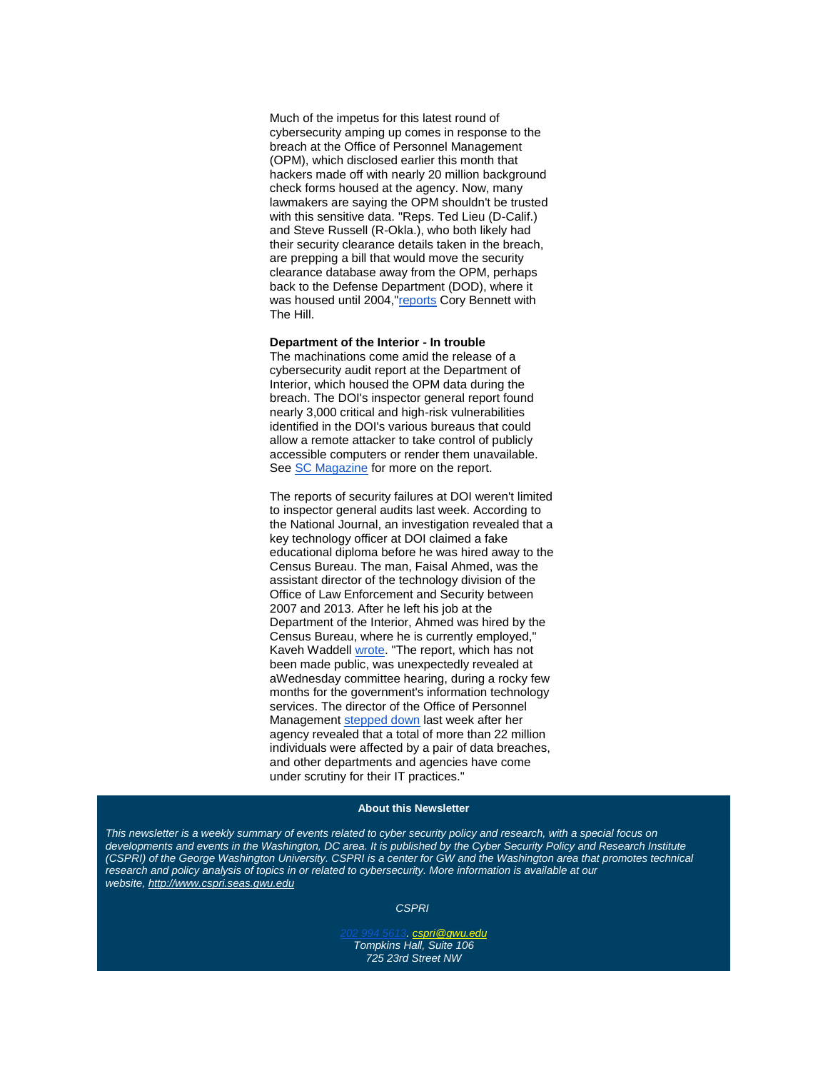Much of the impetus for this latest round of cybersecurity amping up comes in response to the breach at the Office of Personnel Management (OPM), which disclosed earlier this month that hackers made off with nearly 20 million background check forms housed at the agency. Now, many lawmakers are saying the OPM shouldn't be trusted with this sensitive data. "Reps. Ted Lieu (D-Calif.) and Steve Russell (R-Okla.), who both likely had their security clearance details taken in the breach, are prepping a bill that would move the security clearance database away from the OPM, perhaps back to the Defense Department (DOD), where it was housed until 2004,"reports Cory Bennett with The Hill.

**Department of the Interior - In trouble**
The machinations come amid the release of a cybersecurity audit report at the Department of Interior, which housed the OPM data during the breach. The DOI's inspector general report found nearly 3,000 critical and high-risk vulnerabilities identified in the DOI's various bureaus that could allow a remote attacker to take control of publicly accessible computers or render them unavailable. See SC Magazine for more on the report.

The reports of security failures at DOI weren't limited to inspector general audits last week. According to the National Journal, an investigation revealed that a key technology officer at DOI claimed a fake educational diploma before he was hired away to the Census Bureau. The man, Faisal Ahmed, was the assistant director of the technology division of the Office of Law Enforcement and Security between 2007 and 2013. After he left his job at the Department of the Interior, Ahmed was hired by the Census Bureau, where he is currently employed," Kaveh Waddell wrote. "The report, which has not been made public, was unexpectedly revealed at aWednesday committee hearing, during a rocky few months for the government's information technology services. The director of the Office of Personnel Management stepped down last week after her agency revealed that a total of more than 22 million individuals were affected by a pair of data breaches, and other departments and agencies have come under scrutiny for their IT practices."

**About this Newsletter**

*This newsletter is a weekly summary of events related to cyber security policy and research, with a special focus on developments and events in the Washington, DC area. It is published by the Cyber Security Policy and Research Institute (CSPRI) of the George Washington University. CSPRI is a center for GW and the Washington area that promotes technical research and policy analysis of topics in or related to cybersecurity. More information is available at our website, http://www.cspri.seas.gwu.edu*

*CSPRI*

*202 994 5613, cspri@gwu.edu*
*Tompkins Hall, Suite 106*
*725 23rd Street NW*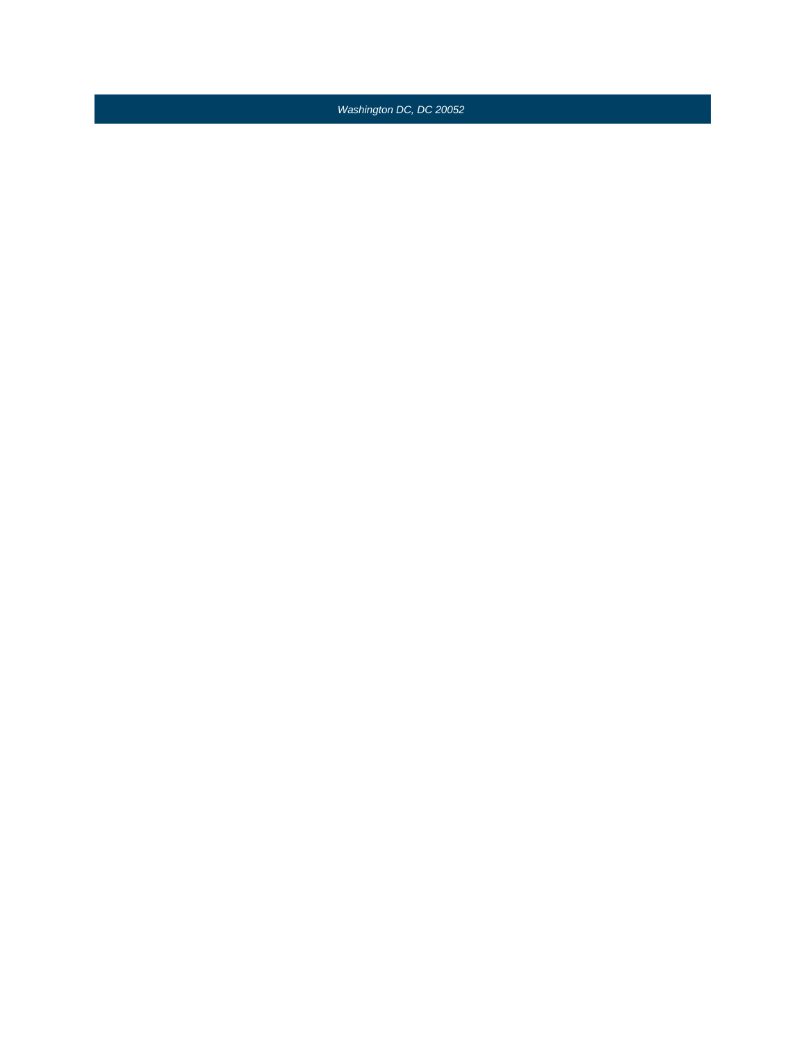*Washington DC, DC 20052*